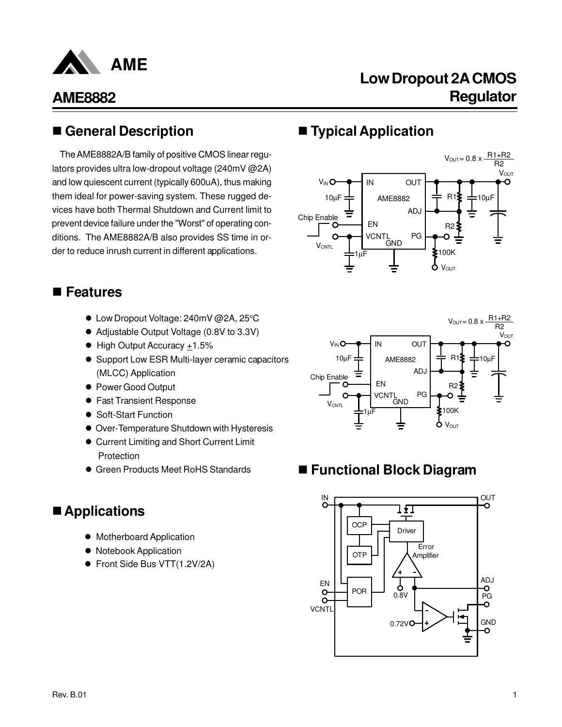# AME8882

## Low Dropout 2A CMOS Regulator

## ■ General Description

The AME8882A/B family of positive CMOS linear regulators provides ultra low-dropout voltage (240mV @2A) and low quiescent current (typically 600uA), thus making them ideal for power-saving system. These rugged devices have both Thermal Shutdown and Current limit to prevent device failure under the "Worst" of operating conditions. The AME8882A/B also provides SS time in order to reduce inrush current in different applications.

## ■ Features

- Low Dropout Voltage: 240mV @2A, 25°C
- Adjustable Output Voltage (0.8V to 3.3V)
- High Output Accuracy ±1.5%
- Support Low ESR Multi-layer ceramic capacitors (MLCC) Application
- Power Good Output
- Fast Transient Response
- Soft-Start Function
- Over-Temperature Shutdown with Hysteresis
- Current Limiting and Short Current Limit Protection
- Green Products Meet RoHS Standards

## ■ Applications

- Motherboard Application
- Notebook Application
- Front Side Bus VTT(1.2V/2A)

## ■ Typical Application

$$V_{OUT} = 0.8 \times \frac{R1+R2}{R2}$$

$$V_{OUT} = 0.8 \times \frac{R1+R2}{R2}$$

## ■ Functional Block Diagram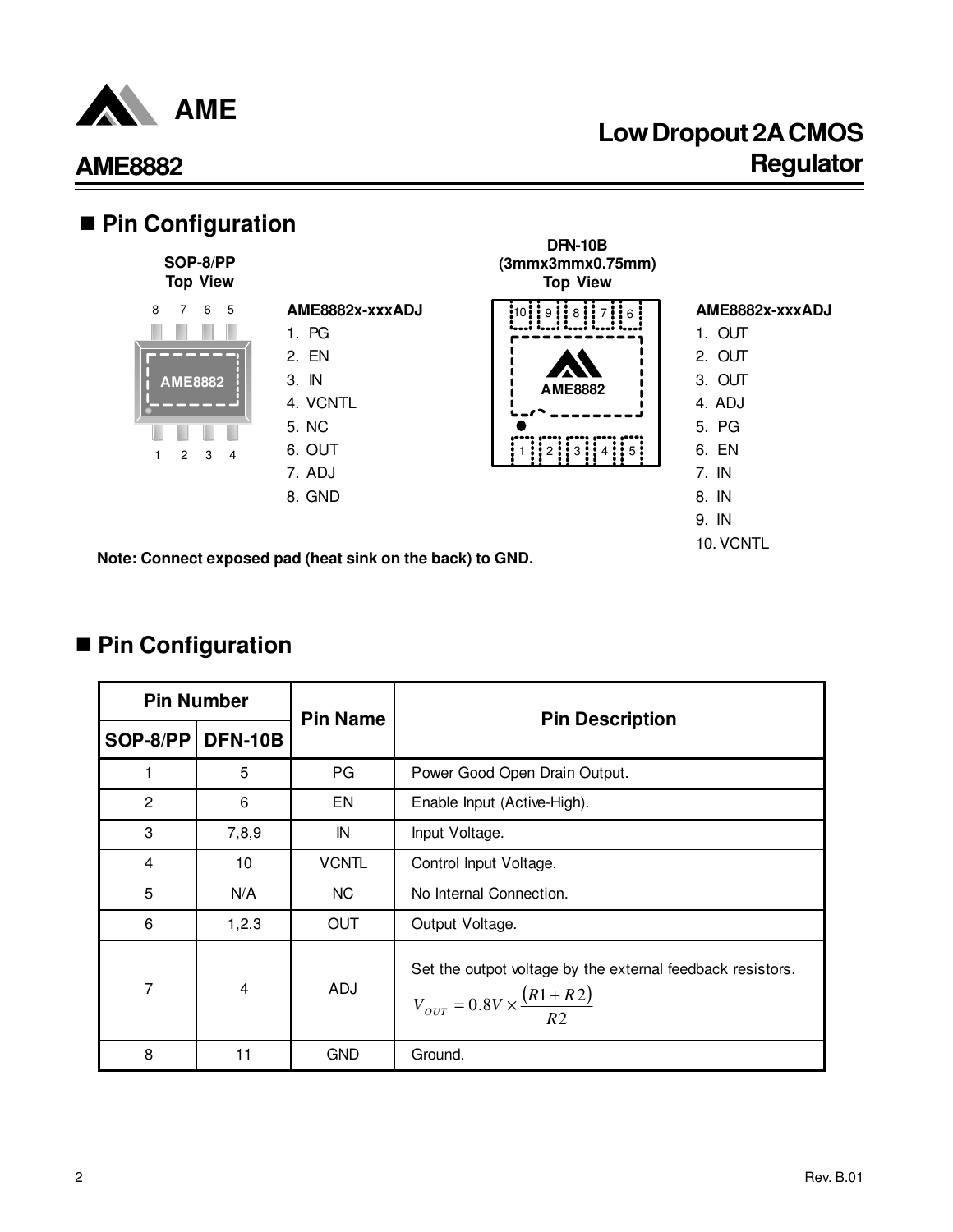## Pin Configuration

**SOP-8/PP**
**Top View**

**AME8882x-xxxADJ**

1. PG
2. EN
3. IN
4. VCNTL
5. NC
6. OUT
7. ADJ
8. GND

**DFN-10B**
**(3mmx3mmx0.75mm)**
**Top View**

**AME8882x-xxxADJ**

1. OUT
2. OUT
3. OUT
4. ADJ
5. PG
6. EN
7. IN
8. IN
9. IN
10. VCNTL

**Note: Connect exposed pad (heat sink on the back) to GND.**

## Pin Configuration

| Pin Number | | Pin Name | Pin Description |
|---|---|---|---|
| SOP-8/PP | DFN-10B | | |
| 1 | 5 | PG | Power Good Open Drain Output. |
| 2 | 6 | EN | Enable Input (Active-High). |
| 3 | 7,8,9 | IN | Input Voltage. |
| 4 | 10 | VCNTL | Control Input Voltage. |
| 5 | N/A | NC | No Internal Connection. |
| 6 | 1,2,3 | OUT | Output Voltage. |
| 7 | 4 | ADJ | Set the outpot voltage by the external feedback resistors. $V_{OUT} = 0.8V \times \frac{(R1+R2)}{R2}$ |
| 8 | 11 | GND | Ground. |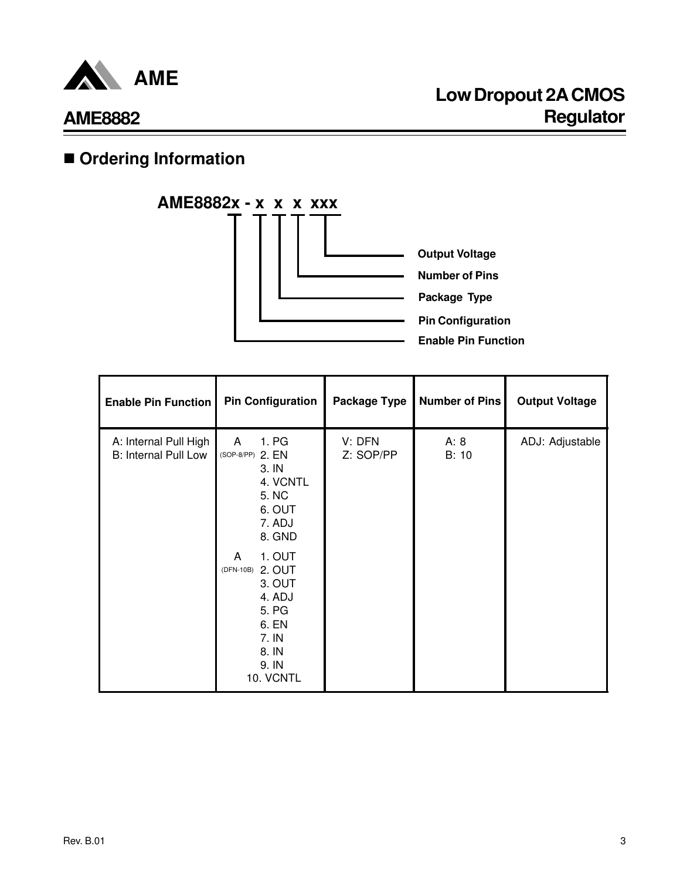## ■ Ordering Information

**AME8882x - x x x xxx**

- x (first, after AME8882): Enable Pin Function
- x: Pin Configuration
- x: Package Type
- x: Number of Pins
- xxx: Output Voltage

| Enable Pin Function | Pin Configuration | Package Type | Number of Pins | Output Voltage |
|---|---|---|---|---|
| A: Internal Pull High<br>B: Internal Pull Low | A (SOP-8/PP)<br>1. PG<br>2. EN<br>3. IN<br>4. VCNTL<br>5. NC<br>6. OUT<br>7. ADJ<br>8. GND<br><br>A (DFN-10B)<br>1. OUT<br>2. OUT<br>3. OUT<br>4. ADJ<br>5. PG<br>6. EN<br>7. IN<br>8. IN<br>9. IN<br>10. VCNTL | V: DFN<br>Z: SOP/PP | A: 8<br>B: 10 | ADJ: Adjustable |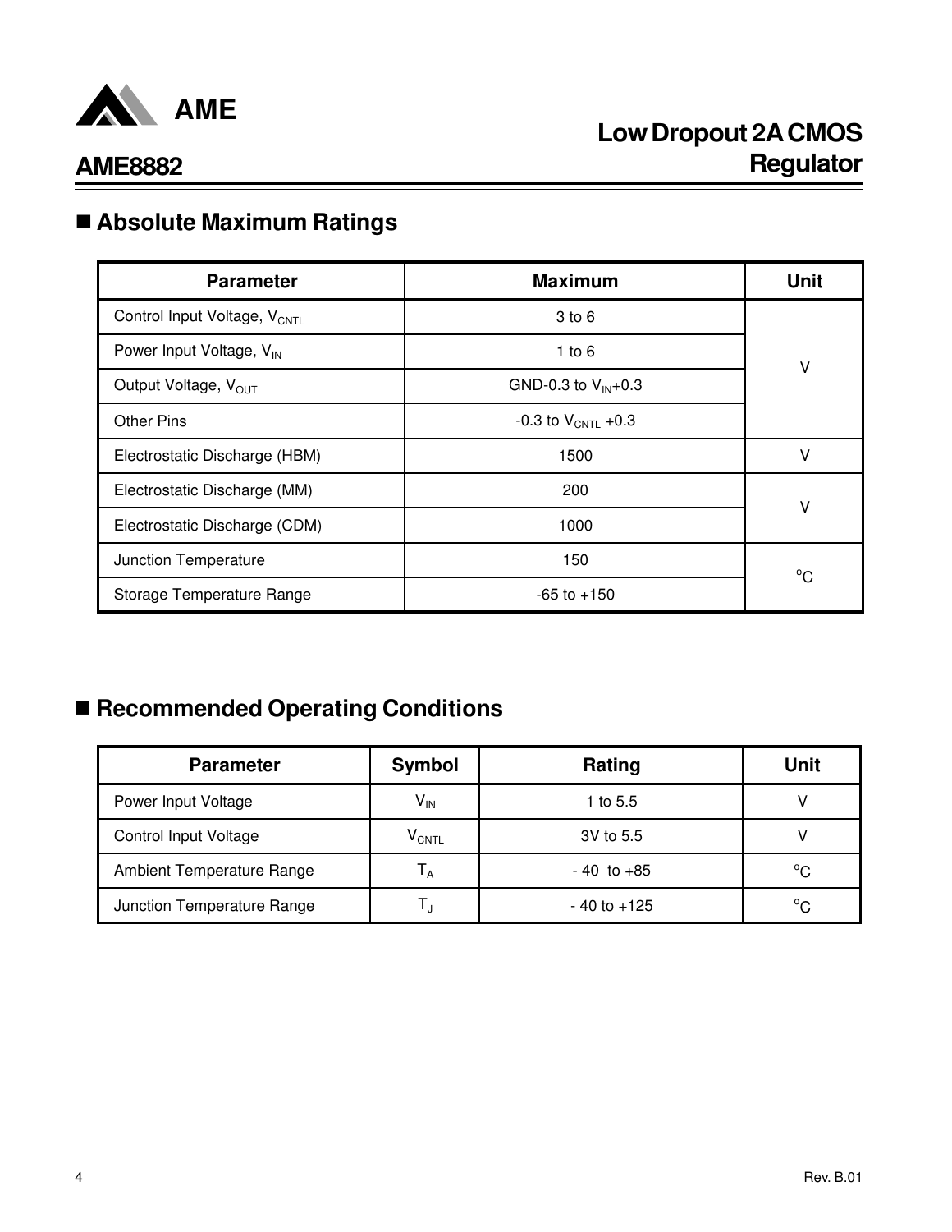## ■ Absolute Maximum Ratings

| Parameter | Maximum | Unit |
|---|---|---|
| Control Input Voltage, $V_{CNTL}$ | 3 to 6 | V |
| Power Input Voltage, $V_{IN}$ | 1 to 6 | |
| Output Voltage, $V_{OUT}$ | GND-0.3 to $V_{IN}$+0.3 | |
| Other Pins | -0.3 to $V_{CNTL}$ +0.3 | |
| Electrostatic Discharge (HBM) | 1500 | V |
| Electrostatic Discharge (MM) | 200 | V |
| Electrostatic Discharge (CDM) | 1000 | |
| Junction Temperature | 150 | °C |
| Storage Temperature Range | -65 to +150 | |

## ■ Recommended Operating Conditions

| Parameter | Symbol | Rating | Unit |
|---|---|---|---|
| Power Input Voltage | $V_{IN}$ | 1 to 5.5 | V |
| Control Input Voltage | $V_{CNTL}$ | 3V to 5.5 | V |
| Ambient Temperature Range | $T_A$ | - 40 to +85 | °C |
| Junction Temperature Range | $T_J$ | - 40 to +125 | °C |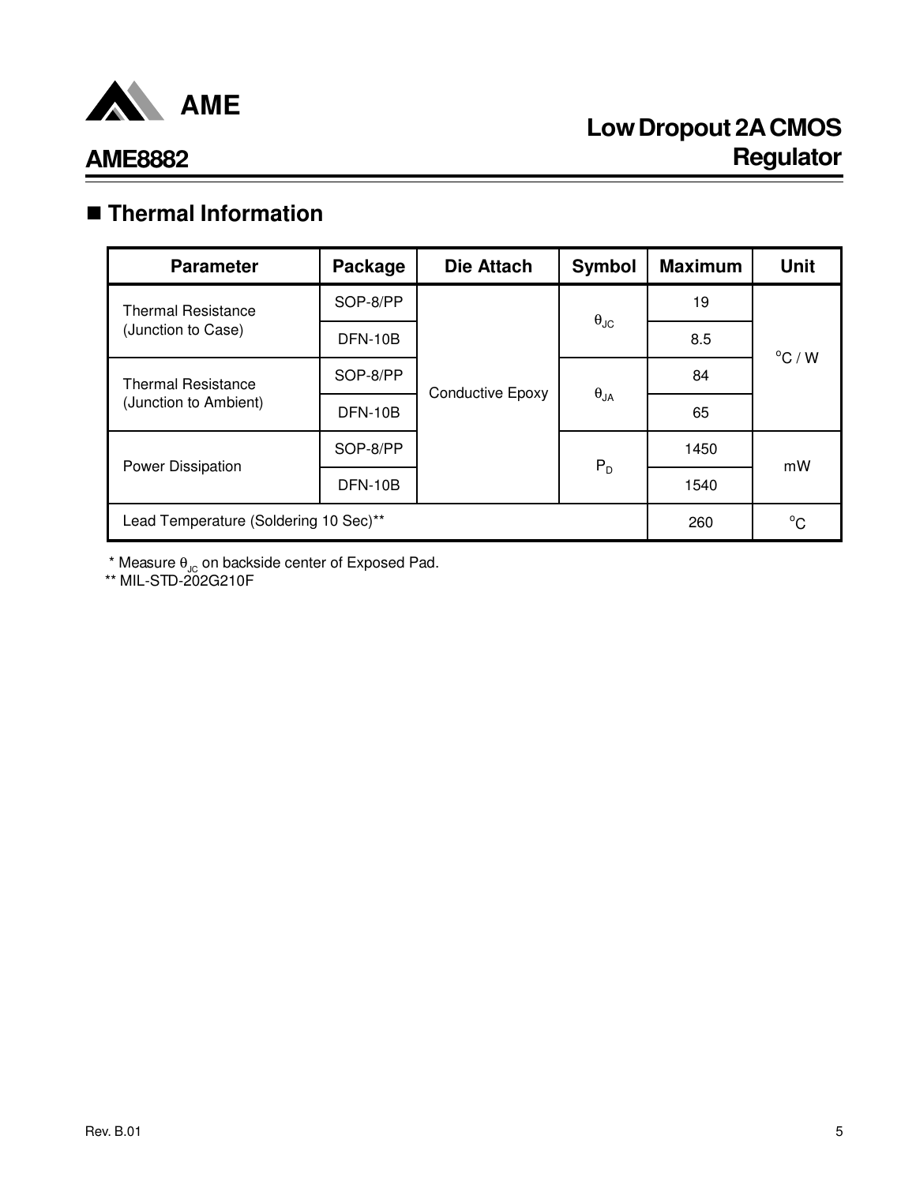## Thermal Information

| Parameter | Package | Die Attach | Symbol | Maximum | Unit |
|---|---|---|---|---|---|
| Thermal Resistance (Junction to Case) | SOP-8/PP | Conductive Epoxy | $\theta_{JC}$ | 19 | $^{o}C$ / W |
| | DFN-10B | | | 8.5 | |
| Thermal Resistance (Junction to Ambient) | SOP-8/PP | | $\theta_{JA}$ | 84 | |
| | DFN-10B | | | 65 | |
| Power Dissipation | SOP-8/PP | | $P_D$ | 1450 | mW |
| | DFN-10B | | | 1540 | |
| Lead Temperature (Soldering 10 Sec)** | | | | 260 | $^{o}C$ |

\* Measure $\theta_{JC}$ on backside center of Exposed Pad.

** MIL-STD-202G210F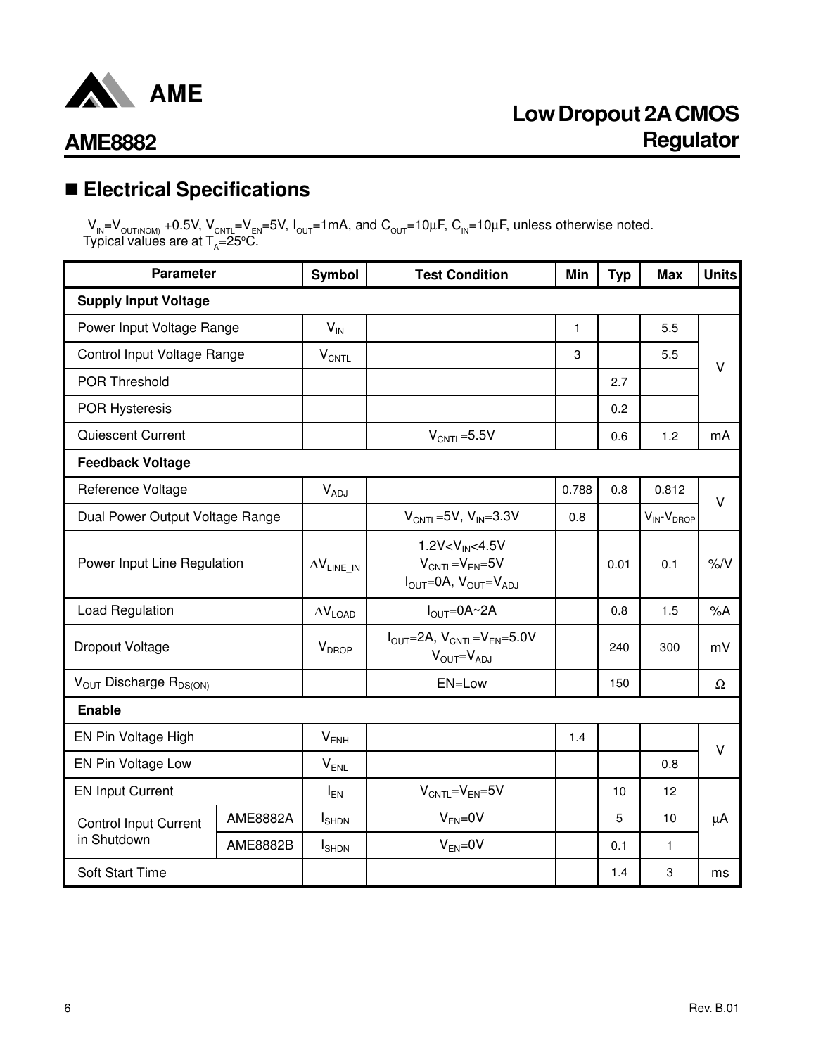## ■ Electrical Specifications

$V_{IN}$=$V_{OUT(NOM)}$ +0.5V, $V_{CNTL}$=$V_{EN}$=5V, $I_{OUT}$=1mA, and $C_{OUT}$=10μF, $C_{IN}$=10μF, unless otherwise noted. Typical values are at $T_A$=25°C.

| Parameter | | Symbol | Test Condition | Min | Typ | Max | Units |
|---|---|---|---|---|---|---|---|
| **Supply Input Voltage** | | | | | | | |
| Power Input Voltage Range | | $V_{IN}$ | | 1 | | 5.5 | V |
| Control Input Voltage Range | | $V_{CNTL}$ | | 3 | | 5.5 | V |
| POR Threshold | | | | | 2.7 | | V |
| POR Hysteresis | | | | | 0.2 | | V |
| Quiescent Current | | | $V_{CNTL}$=5.5V | | 0.6 | 1.2 | mA |
| **Feedback Voltage** | | | | | | | |
| Reference Voltage | | $V_{ADJ}$ | | 0.788 | 0.8 | 0.812 | V |
| Dual Power Output Voltage Range | | | $V_{CNTL}$=5V, $V_{IN}$=3.3V | 0.8 | | $V_{IN}$-$V_{DROP}$ | V |
| Power Input Line Regulation | | $\Delta V_{LINE\_IN}$ | 1.2V<$V_{IN}$<4.5V<br>$V_{CNTL}$=$V_{EN}$=5V<br>$I_{OUT}$=0A, $V_{OUT}$=$V_{ADJ}$ | | 0.01 | 0.1 | %/V |
| Load Regulation | | $\Delta V_{LOAD}$ | $I_{OUT}$=0A~2A | | 0.8 | 1.5 | %A |
| Dropout Voltage | | $V_{DROP}$ | $I_{OUT}$=2A, $V_{CNTL}$=$V_{EN}$=5.0V<br>$V_{OUT}$=$V_{ADJ}$ | | 240 | 300 | mV |
| $V_{OUT}$ Discharge $R_{DS(ON)}$ | | | EN=Low | | 150 | | Ω |
| **Enable** | | | | | | | |
| EN Pin Voltage High | | $V_{ENH}$ | | 1.4 | | | V |
| EN Pin Voltage Low | | $V_{ENL}$ | | | | 0.8 | V |
| EN Input Current | | $I_{EN}$ | $V_{CNTL}$=$V_{EN}$=5V | | 10 | 12 | μA |
| Control Input Current in Shutdown | AME8882A | $I_{SHDN}$ | $V_{EN}$=0V | | 5 | 10 | μA |
| | AME8882B | $I_{SHDN}$ | $V_{EN}$=0V | | 0.1 | 1 | μA |
| Soft Start Time | | | | | 1.4 | 3 | ms |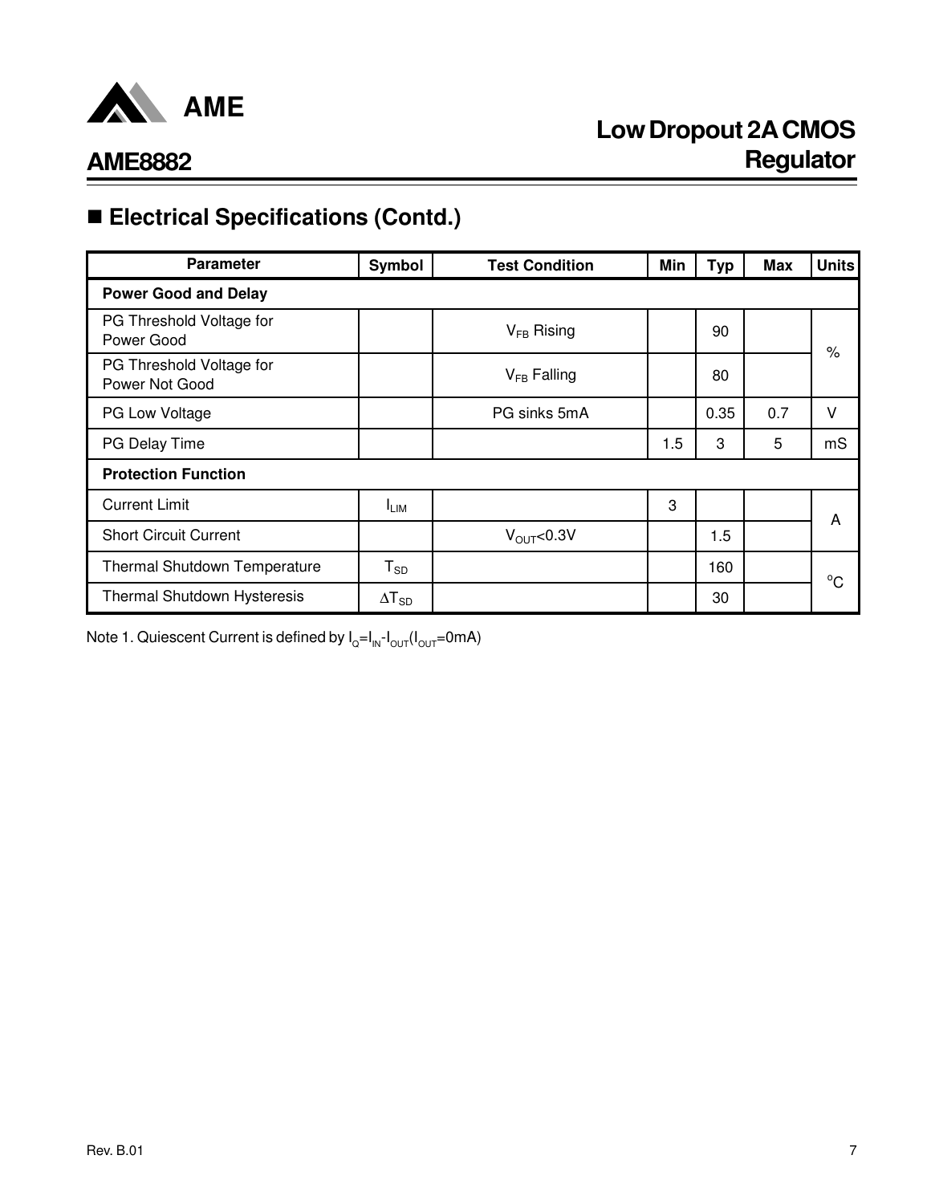## ■ Electrical Specifications (Contd.)

| Parameter | Symbol | Test Condition | Min | Typ | Max | Units |
|---|---|---|---|---|---|---|
| **Power Good and Delay** | | | | | | |
| PG Threshold Voltage for Power Good | | $V_{FB}$ Rising | | 90 | | % |
| PG Threshold Voltage for Power Not Good | | $V_{FB}$ Falling | | 80 | | % |
| PG Low Voltage | | PG sinks 5mA | | 0.35 | 0.7 | V |
| PG Delay Time | | | 1.5 | 3 | 5 | mS |
| **Protection Function** | | | | | | |
| Current Limit | $I_{LIM}$ | | 3 | | | A |
| Short Circuit Current | | $V_{OUT}$<0.3V | | 1.5 | | A |
| Thermal Shutdown Temperature | $T_{SD}$ | | | 160 | | $^{o}C$ |
| Thermal Shutdown Hysteresis | $\Delta T_{SD}$ | | | 30 | | $^{o}C$ |

Note 1. Quiescent Current is defined by $I_Q = I_{IN} - I_{OUT} (I_{OUT} = 0mA)$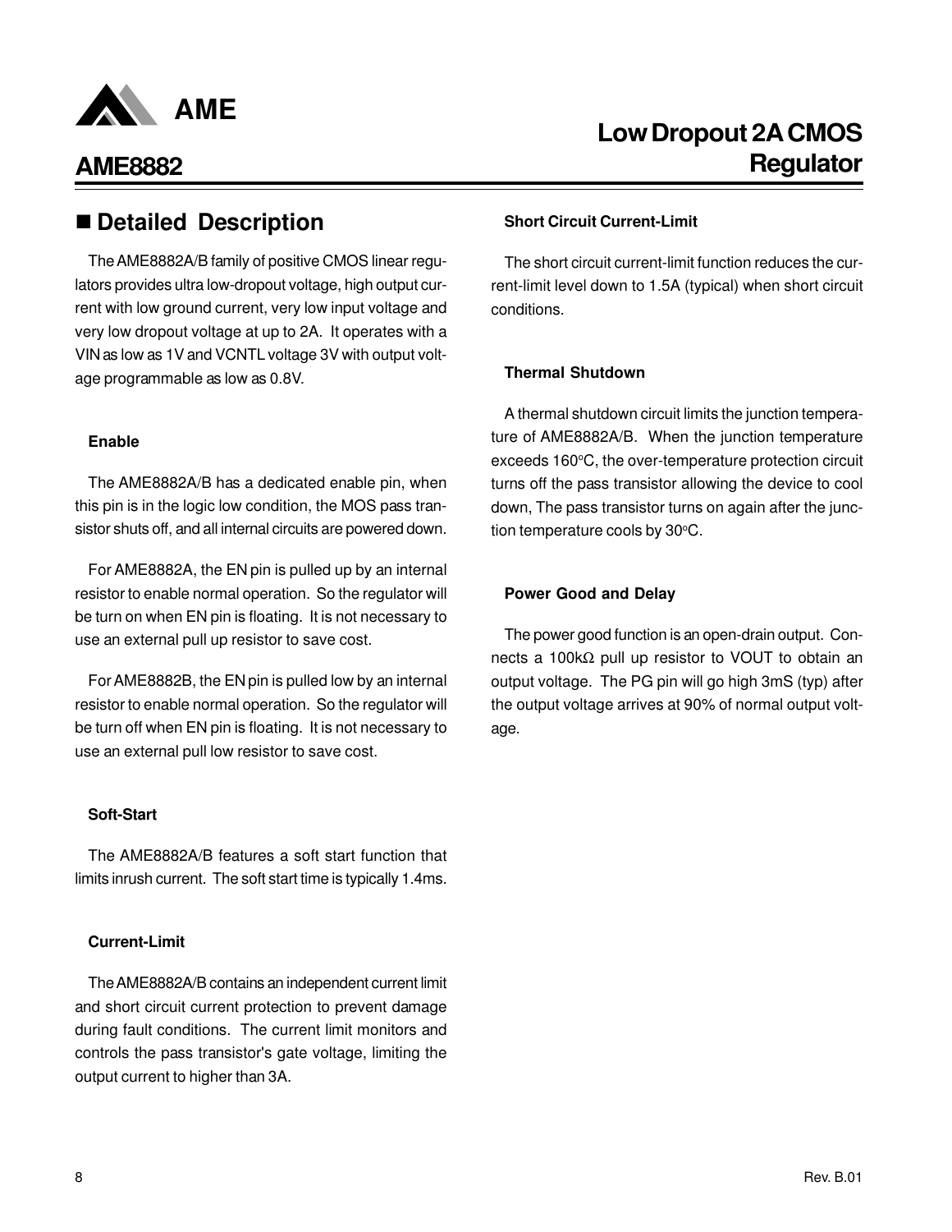## ■ Detailed Description

The AME8882A/B family of positive CMOS linear regulators provides ultra low-dropout voltage, high output current with low ground current, very low input voltage and very low dropout voltage at up to 2A. It operates with a VIN as low as 1V and VCNTL voltage 3V with output voltage programmable as low as 0.8V.

### Enable

The AME8882A/B has a dedicated enable pin, when this pin is in the logic low condition, the MOS pass transistor shuts off, and all internal circuits are powered down.

For AME8882A, the EN pin is pulled up by an internal resistor to enable normal operation. So the regulator will be turn on when EN pin is floating. It is not necessary to use an external pull up resistor to save cost.

For AME8882B, the EN pin is pulled low by an internal resistor to enable normal operation. So the regulator will be turn off when EN pin is floating. It is not necessary to use an external pull low resistor to save cost.

### Soft-Start

The AME8882A/B features a soft start function that limits inrush current. The soft start time is typically 1.4ms.

### Current-Limit

The AME8882A/B contains an independent current limit and short circuit current protection to prevent damage during fault conditions. The current limit monitors and controls the pass transistor's gate voltage, limiting the output current to higher than 3A.

### Short Circuit Current-Limit

The short circuit current-limit function reduces the current-limit level down to 1.5A (typical) when short circuit conditions.

### Thermal Shutdown

A thermal shutdown circuit limits the junction temperature of AME8882A/B. When the junction temperature exceeds 160°C, the over-temperature protection circuit turns off the pass transistor allowing the device to cool down, The pass transistor turns on again after the junction temperature cools by 30°C.

### Power Good and Delay

The power good function is an open-drain output. Connects a 100kΩ pull up resistor to VOUT to obtain an output voltage. The PG pin will go high 3mS (typ) after the output voltage arrives at 90% of normal output voltage.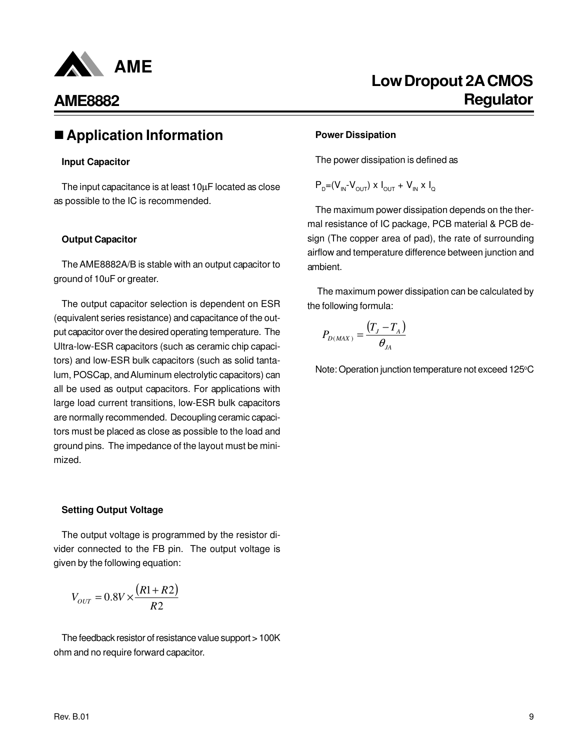## ■ Application Information

### Input Capacitor

The input capacitance is at least 10µF located as close as possible to the IC is recommended.

### Output Capacitor

The AME8882A/B is stable with an output capacitor to ground of 10uF or greater.

The output capacitor selection is dependent on ESR (equivalent series resistance) and capacitance of the output capacitor over the desired operating temperature. The Ultra-low-ESR capacitors (such as ceramic chip capacitors) and low-ESR bulk capacitors (such as solid tantalum, POSCap, and Aluminum electrolytic capacitors) can all be used as output capacitors. For applications with large load current transitions, low-ESR bulk capacitors are normally recommended. Decoupling ceramic capacitors must be placed as close as possible to the load and ground pins. The impedance of the layout must be minimized.

### Setting Output Voltage

The output voltage is programmed by the resistor divider connected to the FB pin. The output voltage is given by the following equation:

$$V_{OUT} = 0.8V \times \frac{(R1 + R2)}{R2}$$

The feedback resistor of resistance value support > 100K ohm and no require forward capacitor.

### Power Dissipation

The power dissipation is defined as

$$P_D = (V_{IN} - V_{OUT}) \times I_{OUT} + V_{IN} \times I_Q$$

The maximum power dissipation depends on the thermal resistance of IC package, PCB material & PCB design (The copper area of pad), the rate of surrounding airflow and temperature difference between junction and ambient.

The maximum power dissipation can be calculated by the following formula:

$$P_{D(MAX)} = \frac{(T_J - T_A)}{\theta_{JA}}$$

Note: Operation junction temperature not exceed 125°C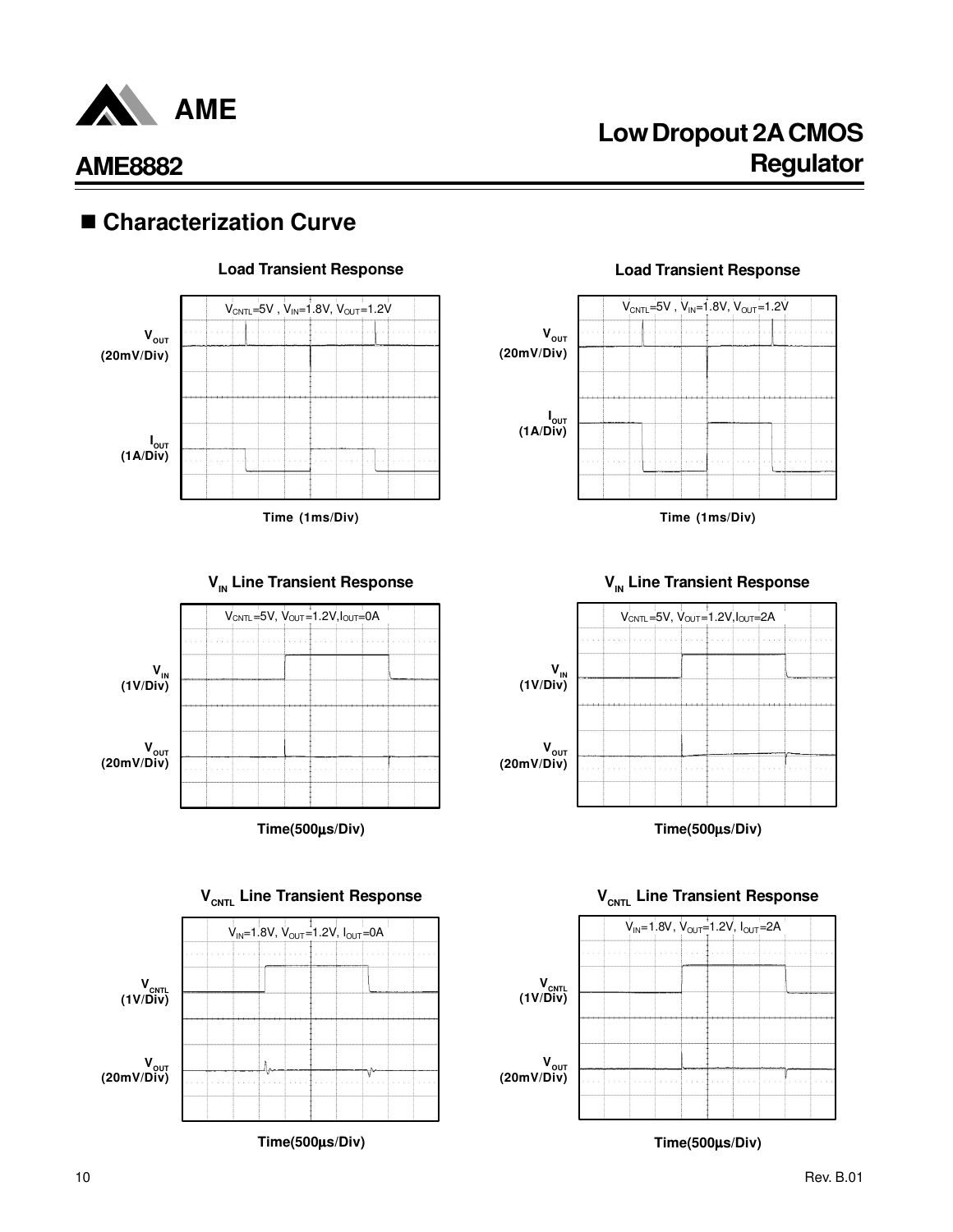## ■ Characterization Curve

**Load Transient Response**

$V_{CNTL}$=5V , $V_{IN}$=1.8V, $V_{OUT}$=1.2V

$V_{OUT}$ (20mV/Div)

$I_{OUT}$ (1A/Div)

Time (1ms/Div)

**Load Transient Response**

$V_{CNTL}$=5V , $V_{IN}$=1.8V, $V_{OUT}$=1.2V

$V_{OUT}$ (20mV/Div)

$I_{OUT}$ (1A/Div)

Time (1ms/Div)

**$V_{IN}$ Line Transient Response**

$V_{CNTL}$=5V, $V_{OUT}$=1.2V,$I_{OUT}$=0A

$V_{IN}$ (1V/Div)

$V_{OUT}$ (20mV/Div)

Time(500µs/Div)

**$V_{IN}$ Line Transient Response**

$V_{CNTL}$=5V, $V_{OUT}$=1.2V,$I_{OUT}$=2A

$V_{IN}$ (1V/Div)

$V_{OUT}$ (20mV/Div)

Time(500µs/Div)

**$V_{CNTL}$ Line Transient Response**

$V_{IN}$=1.8V, $V_{OUT}$=1.2V, $I_{OUT}$=0A

$V_{CNTL}$ (1V/Div)

$V_{OUT}$ (20mV/Div)

Time(500µs/Div)

**$V_{CNTL}$ Line Transient Response**

$V_{IN}$=1.8V, $V_{OUT}$=1.2V, $I_{OUT}$=2A

$V_{CNTL}$ (1V/Div)

$V_{OUT}$ (20mV/Div)

Time(500µs/Div)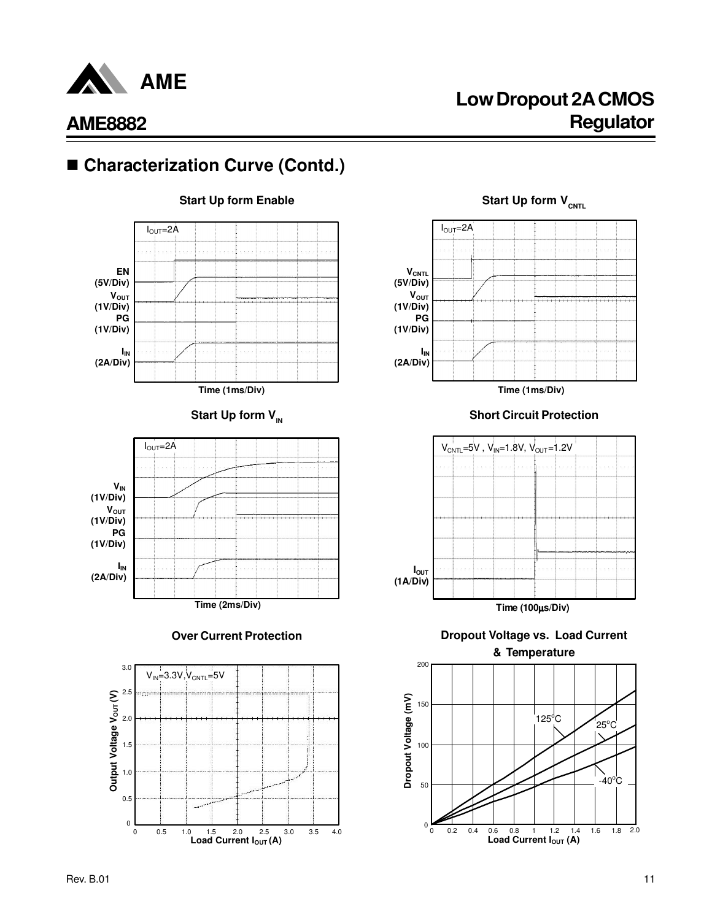## ■ Characterization Curve (Contd.)

**Start Up form Enable**

$I_{OUT}$=2A

EN (5V/Div)
$V_{OUT}$ (1V/Div)
PG (1V/Div)
$I_{IN}$ (2A/Div)

Time (1ms/Div)

**Start Up form $V_{CNTL}$**

$I_{OUT}$=2A

$V_{CNTL}$ (5V/Div)
$V_{OUT}$ (1V/Div)
PG (1V/Div)
$I_{IN}$ (2A/Div)

Time (1ms/Div)

**Start Up form $V_{IN}$**

$I_{OUT}$=2A

$V_{IN}$ (1V/Div)
$V_{OUT}$ (1V/Div)
PG (1V/Div)
$I_{IN}$ (2A/Div)

Time (2ms/Div)

**Short Circuit Protection**

$V_{CNTL}$=5V , $V_{IN}$=1.8V, $V_{OUT}$=1.2V

$I_{OUT}$ (1A/Div)

Time (100µs/Div)

**Over Current Protection**

$V_{IN}$=3.3V, $V_{CNTL}$=5V

Output Voltage $V_{OUT}$ (V): 0, 0.5, 1.0, 1.5, 2.0, 2.5, 3.0

Load Current $I_{OUT}$ (A): 0, 0.5, 1.0, 1.5, 2.0, 2.5, 3.0, 3.5, 4.0

**Dropout Voltage vs. Load Current & Temperature**

125°C, 25°C, -40°C

Dropout Voltage (mV): 0, 50, 100, 150, 200

Load Current $I_{OUT}$ (A): 0, 0.2, 0.4, 0.6, 0.8, 1, 1.2, 1.4, 1.6, 1.8, 2.0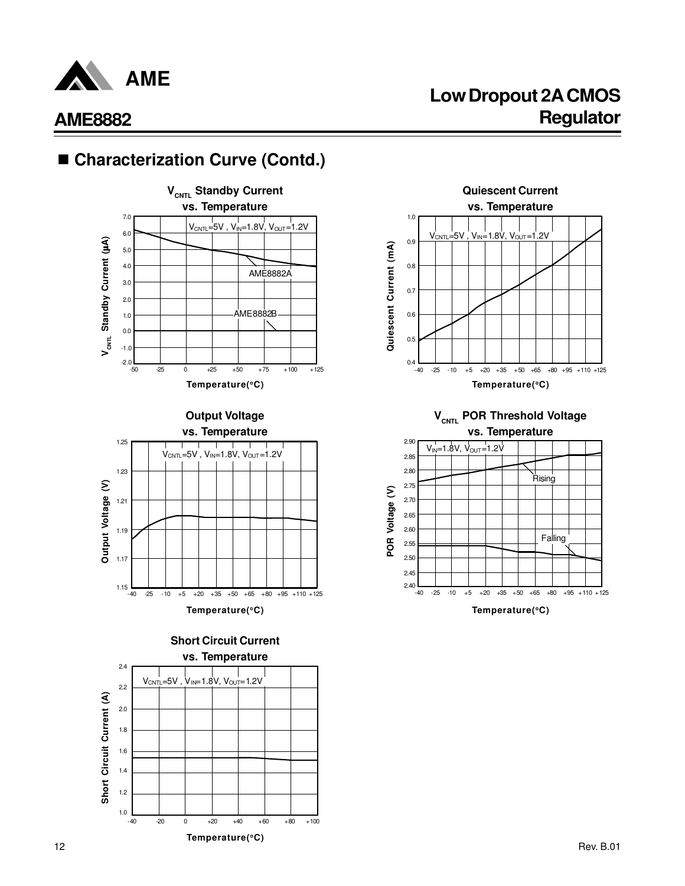## ■ Characterization Curve (Contd.)

**$V_{CNTL}$ Standby Current vs. Temperature**

$V_{CNTL}$=5V , $V_{IN}$=1.8V, $V_{OUT}$=1.2V

AME8882A

AME8882B

$V_{CNTL}$ Standby Current (µA)

Temperature(°C)

**Quiescent Current vs. Temperature**

$V_{CNTL}$=5V , $V_{IN}$=1.8V, $V_{OUT}$=1.2V

Quiescent Current (mA)

Temperature(°C)

**Output Voltage vs. Temperature**

$V_{CNTL}$=5V , $V_{IN}$=1.8V, $V_{OUT}$=1.2V

Output Voltage (V)

Temperature(°C)

**$V_{CNTL}$ POR Threshold Voltage vs. Temperature**

$V_{IN}$=1.8V, $V_{OUT}$=1.2V

Rising

Falling

POR Voltage (V)

Temperature(°C)

**Short Circuit Current vs. Temperature**

$V_{CNTL}$=5V , $V_{IN}$=1.8V, $V_{OUT}$=1.2V

Short Circuit Current (A)

Temperature(°C)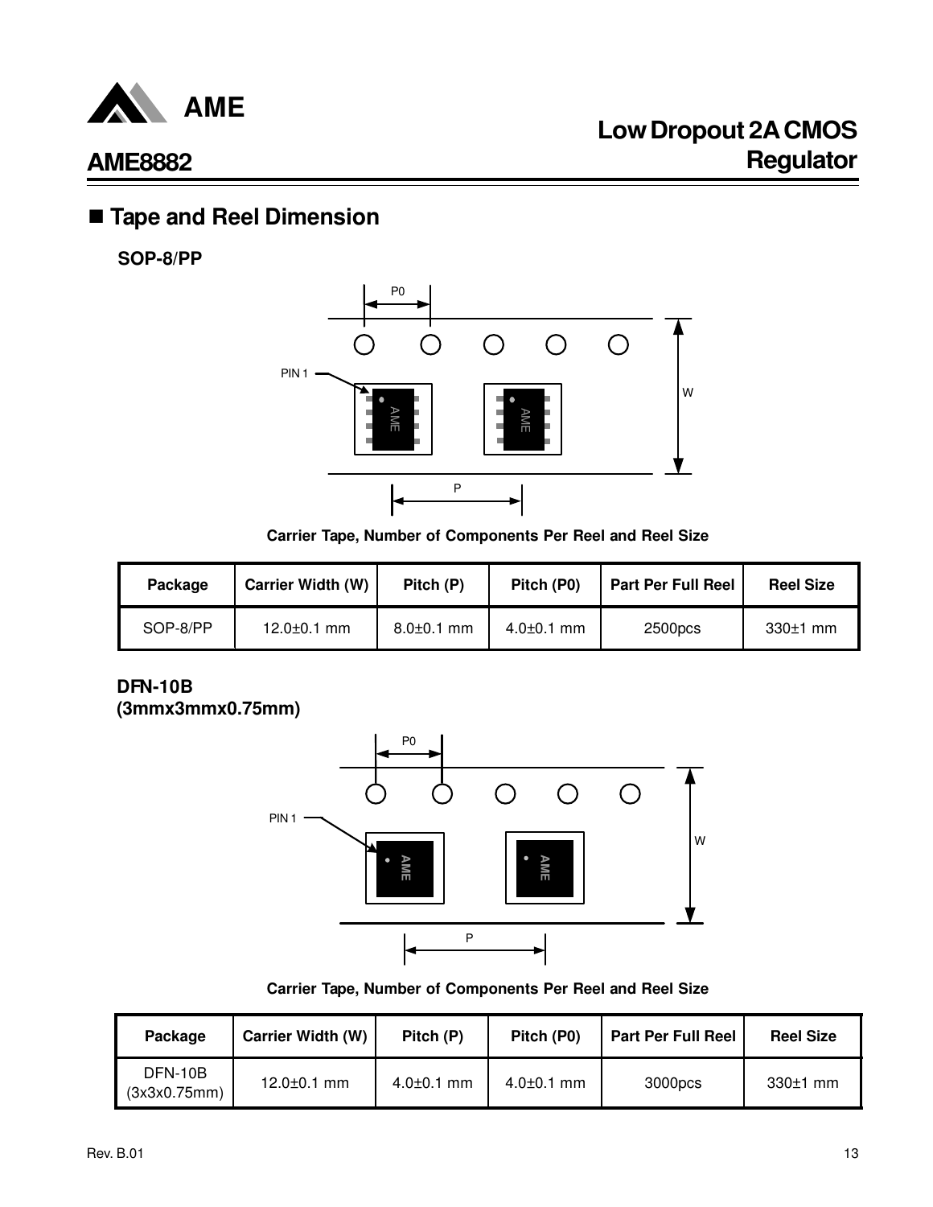## ■ Tape and Reel Dimension

**SOP-8/PP**

Carrier Tape, Number of Components Per Reel and Reel Size

| Package | Carrier Width (W) | Pitch (P) | Pitch (P0) | Part Per Full Reel | Reel Size |
|---|---|---|---|---|---|
| SOP-8/PP | 12.0±0.1 mm | 8.0±0.1 mm | 4.0±0.1 mm | 2500pcs | 330±1 mm |

**DFN-10B**
**(3mmx3mmx0.75mm)**

Carrier Tape, Number of Components Per Reel and Reel Size

| Package | Carrier Width (W) | Pitch (P) | Pitch (P0) | Part Per Full Reel | Reel Size |
|---|---|---|---|---|---|
| DFN-10B (3x3x0.75mm) | 12.0±0.1 mm | 4.0±0.1 mm | 4.0±0.1 mm | 3000pcs | 330±1 mm |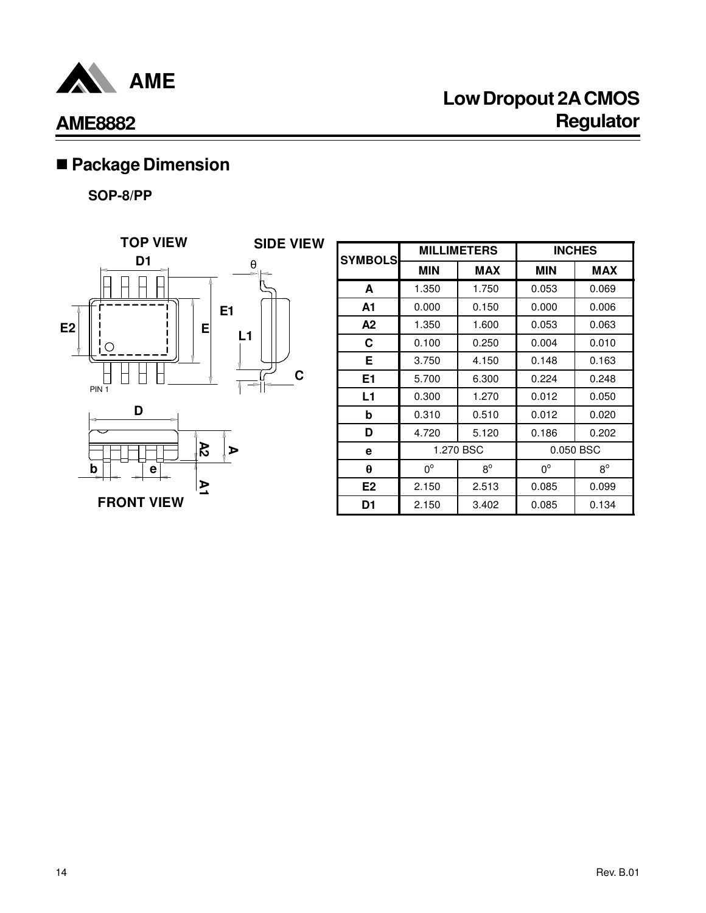## Package Dimension

**SOP-8/PP**

TOP VIEW

SIDE VIEW

FRONT VIEW

| SYMBOLS | MILLIMETERS | | INCHES | |
|---|---|---|---|---|
| | MIN | MAX | MIN | MAX |
| A | 1.350 | 1.750 | 0.053 | 0.069 |
| A1 | 0.000 | 0.150 | 0.000 | 0.006 |
| A2 | 1.350 | 1.600 | 0.053 | 0.063 |
| C | 0.100 | 0.250 | 0.004 | 0.010 |
| E | 3.750 | 4.150 | 0.148 | 0.163 |
| E1 | 5.700 | 6.300 | 0.224 | 0.248 |
| L1 | 0.300 | 1.270 | 0.012 | 0.050 |
| b | 0.310 | 0.510 | 0.012 | 0.020 |
| D | 4.720 | 5.120 | 0.186 | 0.202 |
| e | 1.270 BSC | | 0.050 BSC | |
| θ | 0° | 8° | 0° | 8° |
| E2 | 2.150 | 2.513 | 0.085 | 0.099 |
| D1 | 2.150 | 3.402 | 0.085 | 0.134 |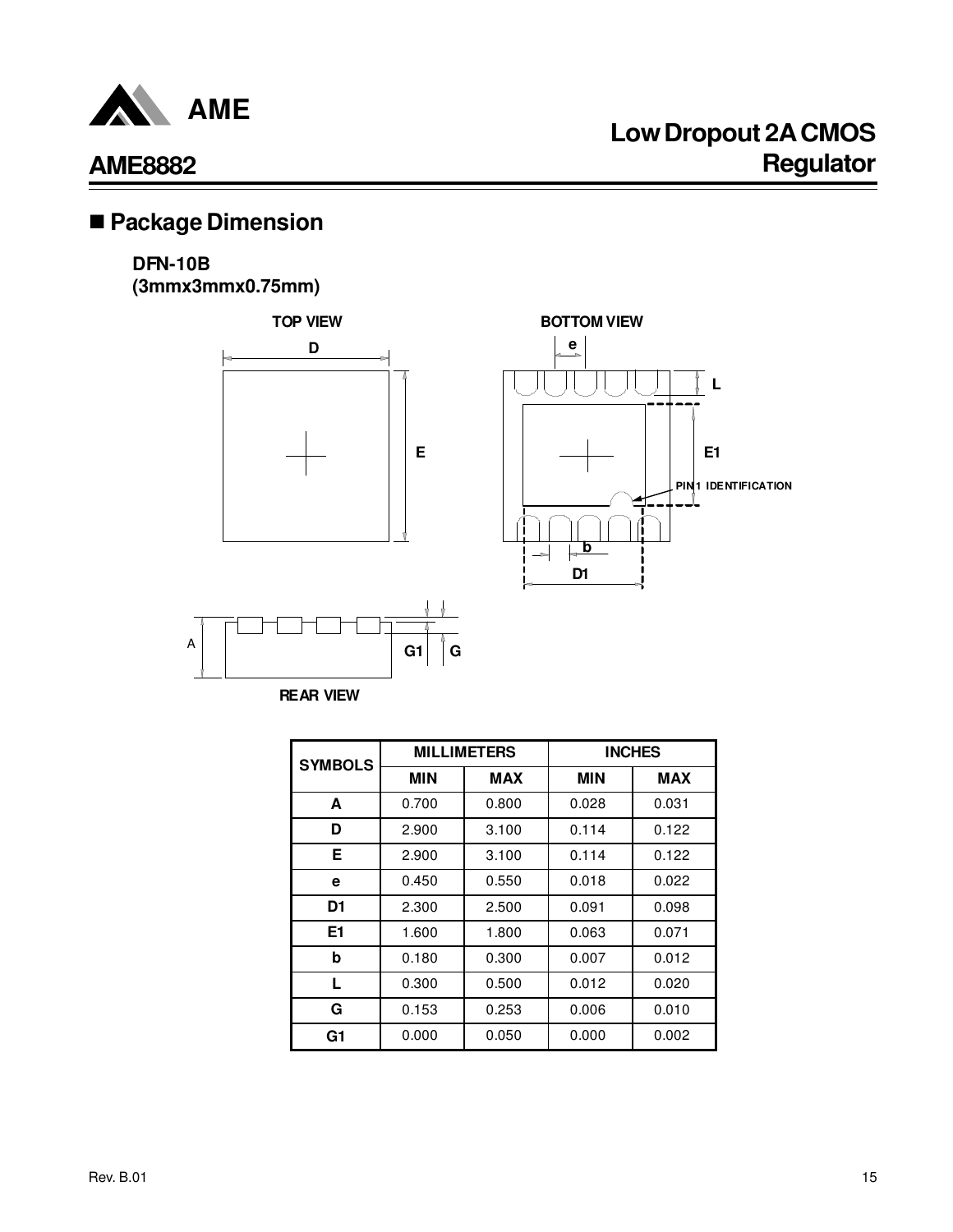## Package Dimension

**DFN-10B**
**(3mmx3mmx0.75mm)**

TOP VIEW

BOTTOM VIEW

PIN1 IDENTIFICATION

REAR VIEW

| SYMBOLS | MILLIMETERS | | INCHES | |
|---|---|---|---|---|
| | MIN | MAX | MIN | MAX |
| A | 0.700 | 0.800 | 0.028 | 0.031 |
| D | 2.900 | 3.100 | 0.114 | 0.122 |
| E | 2.900 | 3.100 | 0.114 | 0.122 |
| e | 0.450 | 0.550 | 0.018 | 0.022 |
| D1 | 2.300 | 2.500 | 0.091 | 0.098 |
| E1 | 1.600 | 1.800 | 0.063 | 0.071 |
| b | 0.180 | 0.300 | 0.007 | 0.012 |
| L | 0.300 | 0.500 | 0.012 | 0.020 |
| G | 0.153 | 0.253 | 0.006 | 0.010 |
| G1 | 0.000 | 0.050 | 0.000 | 0.002 |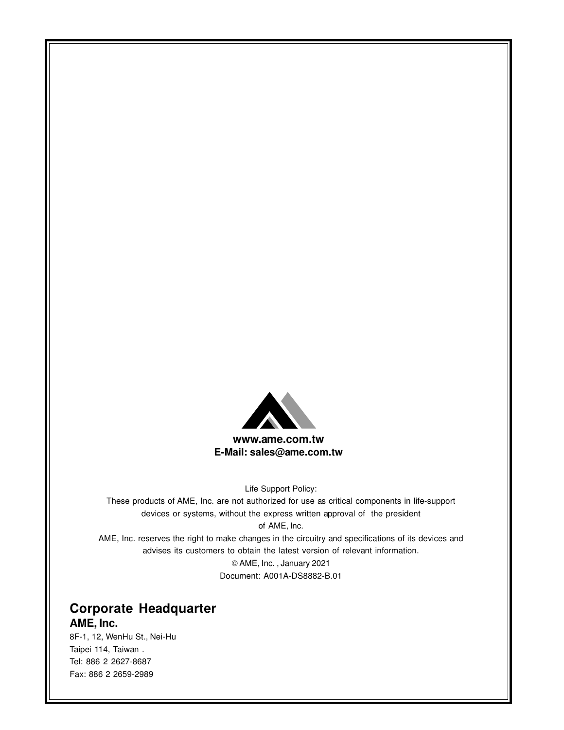**www.ame.com.tw**
**E-Mail: sales@ame.com.tw**

Life Support Policy:
These products of AME, Inc. are not authorized for use as critical components in life-support devices or systems, without the express written approval of the president of AME, Inc.
AME, Inc. reserves the right to make changes in the circuitry and specifications of its devices and advises its customers to obtain the latest version of relevant information.
© AME, Inc. , January 2021
Document: A001A-DS8882-B.01

## Corporate Headquarter

**AME, Inc.**

8F-1, 12, WenHu St., Nei-Hu
Taipei 114, Taiwan .
Tel: 886 2 2627-8687
Fax: 886 2 2659-2989